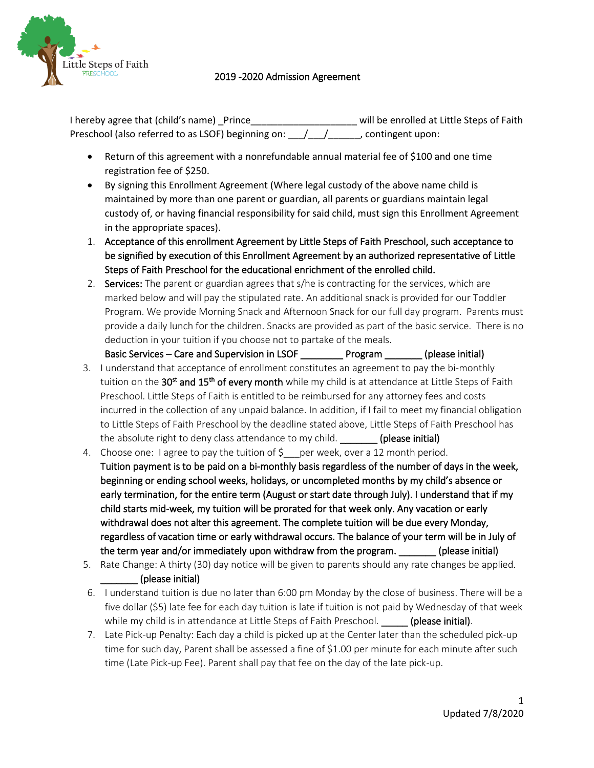Little Steps of Faith
PRESCHOOL

# 2019 -2020 Admission Agreement

I hereby agree that (child's name) _Prince____________________ will be enrolled at Little Steps of Faith Preschool (also referred to as LSOF) beginning on: ___/___/______, contingent upon:

- Return of this agreement with a nonrefundable annual material fee of $100 and one time registration fee of $250.
- By signing this Enrollment Agreement (Where legal custody of the above name child is maintained by more than one parent or guardian, all parents or guardians maintain legal custody of, or having financial responsibility for said child, must sign this Enrollment Agreement in the appropriate spaces).

1. Acceptance of this enrollment Agreement by Little Steps of Faith Preschool, such acceptance to be signified by execution of this Enrollment Agreement by an authorized representative of Little Steps of Faith Preschool for the educational enrichment of the enrolled child.
2. **Services:** The parent or guardian agrees that s/he is contracting for the services, which are marked below and will pay the stipulated rate. An additional snack is provided for our Toddler Program. We provide Morning Snack and Afternoon Snack for our full day program. Parents must provide a daily lunch for the children. Snacks are provided as part of the basic service. There is no deduction in your tuition if you choose not to partake of the meals.
   **Basic Services – Care and Supervision in LSOF ________ Program _______ (please initial)**
3. I understand that acceptance of enrollment constitutes an agreement to pay the bi-monthly tuition on the **30st and 15th of every month** while my child is at attendance at Little Steps of Faith Preschool. Little Steps of Faith is entitled to be reimbursed for any attorney fees and costs incurred in the collection of any unpaid balance. In addition, if I fail to meet my financial obligation to Little Steps of Faith Preschool by the deadline stated above, Little Steps of Faith Preschool has the absolute right to deny class attendance to my child. **_______ (please initial)**
4. Choose one: I agree to pay the tuition of $___per week, over a 12 month period.
   **Tuition payment is to be paid on a bi-monthly basis regardless of the number of days in the week, beginning or ending school weeks, holidays, or uncompleted months by my child's absence or early termination, for the entire term (August or start date through July). I understand that if my child starts mid-week, my tuition will be prorated for that week only. Any vacation or early withdrawal does not alter this agreement. The complete tuition will be due every Monday, regardless of vacation time or early withdrawal occurs. The balance of your term will be in July of the term year and/or immediately upon withdraw from the program. _______ (please initial)**
5. Rate Change: A thirty (30) day notice will be given to parents should any rate changes be applied. **_______ (please initial)**
6. I understand tuition is due no later than 6:00 pm Monday by the close of business. There will be a five dollar ($5) late fee for each day tuition is late if tuition is not paid by Wednesday of that week while my child is in attendance at Little Steps of Faith Preschool. **_____ (please initial)**.
7. Late Pick-up Penalty: Each day a child is picked up at the Center later than the scheduled pick-up time for such day, Parent shall be assessed a fine of $1.00 per minute for each minute after such time (Late Pick-up Fee). Parent shall pay that fee on the day of the late pick-up.

Updated 7/8/2020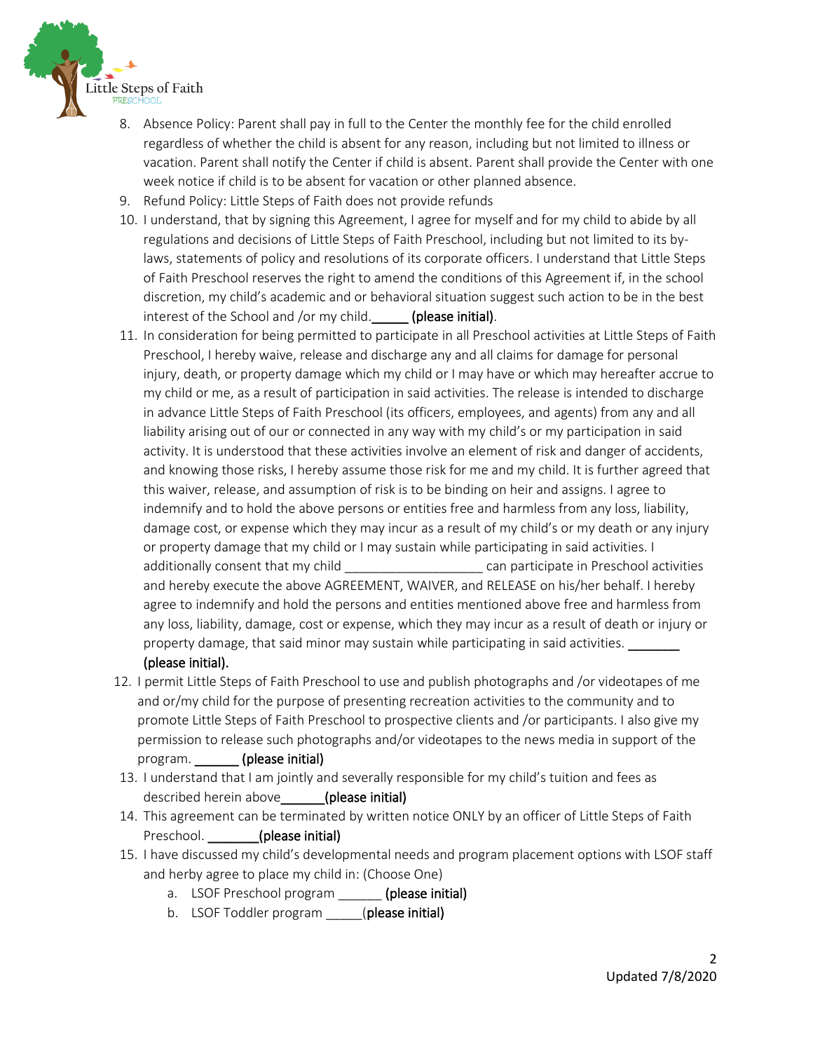8. Absence Policy: Parent shall pay in full to the Center the monthly fee for the child enrolled regardless of whether the child is absent for any reason, including but not limited to illness or vacation. Parent shall notify the Center if child is absent. Parent shall provide the Center with one week notice if child is to be absent for vacation or other planned absence.
9. Refund Policy: Little Steps of Faith does not provide refunds
10. I understand, that by signing this Agreement, I agree for myself and for my child to abide by all regulations and decisions of Little Steps of Faith Preschool, including but not limited to its by-laws, statements of policy and resolutions of its corporate officers. I understand that Little Steps of Faith Preschool reserves the right to amend the conditions of this Agreement if, in the school discretion, my child's academic and or behavioral situation suggest such action to be in the best interest of the School and /or my child.\_\_\_\_\_ **(please initial)**.
11. In consideration for being permitted to participate in all Preschool activities at Little Steps of Faith Preschool, I hereby waive, release and discharge any and all claims for damage for personal injury, death, or property damage which my child or I may have or which may hereafter accrue to my child or me, as a result of participation in said activities. The release is intended to discharge in advance Little Steps of Faith Preschool (its officers, employees, and agents) from any and all liability arising out of our or connected in any way with my child's or my participation in said activity. It is understood that these activities involve an element of risk and danger of accidents, and knowing those risks, I hereby assume those risk for me and my child. It is further agreed that this waiver, release, and assumption of risk is to be binding on heir and assigns. I agree to indemnify and to hold the above persons or entities free and harmless from any loss, liability, damage cost, or expense which they may incur as a result of my child's or my death or any injury or property damage that my child or I may sustain while participating in said activities. I additionally consent that my child \_\_\_\_\_\_\_\_\_\_\_\_\_\_\_\_\_\_\_ can participate in Preschool activities and hereby execute the above AGREEMENT, WAIVER, and RELEASE on his/her behalf. I hereby agree to indemnify and hold the persons and entities mentioned above free and harmless from any loss, liability, damage, cost or expense, which they may incur as a result of death or injury or property damage, that said minor may sustain while participating in said activities. \_\_\_\_\_\_\_ **(please initial).**
12. I permit Little Steps of Faith Preschool to use and publish photographs and /or videotapes of me and or/my child for the purpose of presenting recreation activities to the community and to promote Little Steps of Faith Preschool to prospective clients and /or participants. I also give my permission to release such photographs and/or videotapes to the news media in support of the program. \_\_\_\_\_\_ **(please initial)**
13. I understand that I am jointly and severally responsible for my child's tuition and fees as described herein above\_\_\_\_\_\_**(please initial)**
14. This agreement can be terminated by written notice ONLY by an officer of Little Steps of Faith Preschool. \_\_\_\_\_\_\_**(please initial)**
15. I have discussed my child's developmental needs and program placement options with LSOF staff and herby agree to place my child in: (Choose One)
    a. LSOF Preschool program \_\_\_\_\_\_ **(please initial)**
    b. LSOF Toddler program \_\_\_\_\_(**please initial)**

Updated 7/8/2020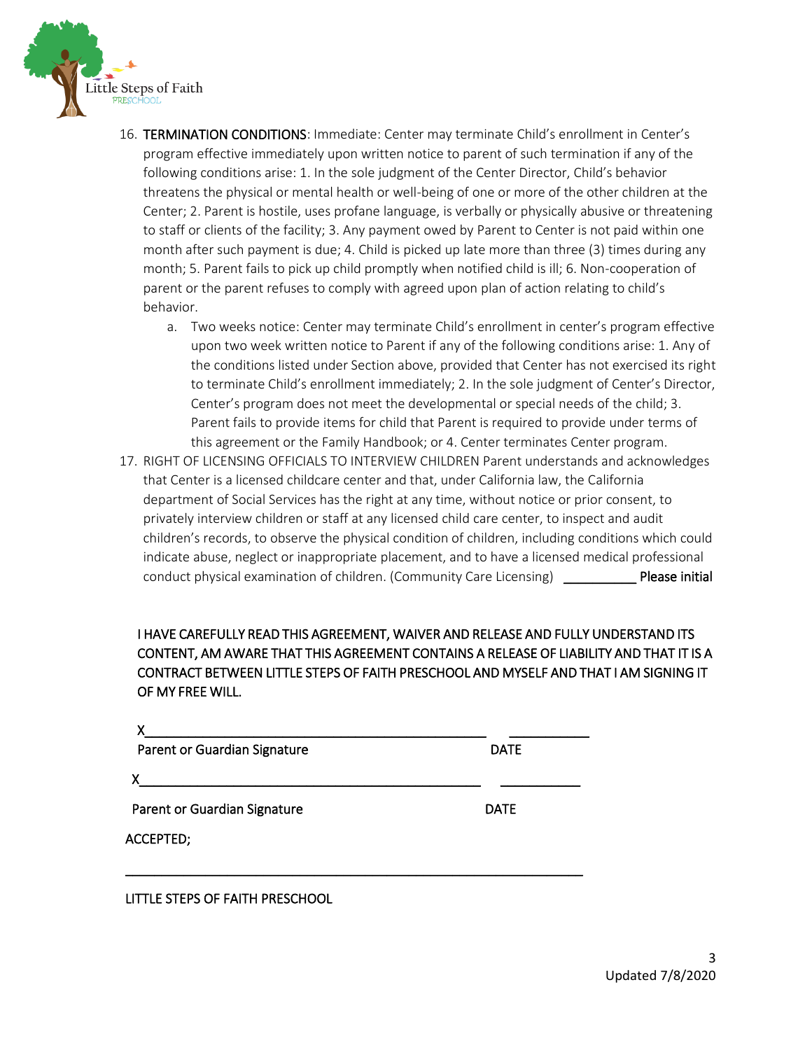16. **TERMINATION CONDITIONS**: Immediate: Center may terminate Child's enrollment in Center's program effective immediately upon written notice to parent of such termination if any of the following conditions arise: 1. In the sole judgment of the Center Director, Child's behavior threatens the physical or mental health or well-being of one or more of the other children at the Center; 2. Parent is hostile, uses profane language, is verbally or physically abusive or threatening to staff or clients of the facility; 3. Any payment owed by Parent to Center is not paid within one month after such payment is due; 4. Child is picked up late more than three (3) times during any month; 5. Parent fails to pick up child promptly when notified child is ill; 6. Non-cooperation of parent or the parent refuses to comply with agreed upon plan of action relating to child's behavior.
    a. Two weeks notice: Center may terminate Child's enrollment in center's program effective upon two week written notice to Parent if any of the following conditions arise: 1. Any of the conditions listed under Section above, provided that Center has not exercised its right to terminate Child's enrollment immediately; 2. In the sole judgment of Center's Director, Center's program does not meet the developmental or special needs of the child; 3. Parent fails to provide items for child that Parent is required to provide under terms of this agreement or the Family Handbook; or 4. Center terminates Center program.
17. RIGHT OF LICENSING OFFICIALS TO INTERVIEW CHILDREN Parent understands and acknowledges that Center is a licensed childcare center and that, under California law, the California department of Social Services has the right at any time, without notice or prior consent, to privately interview children or staff at any licensed child care center, to inspect and audit children's records, to observe the physical condition of children, including conditions which could indicate abuse, neglect or inappropriate placement, and to have a licensed medical professional conduct physical examination of children. (Community Care Licensing) __________ Please initial

I HAVE CAREFULLY READ THIS AGREEMENT, WAIVER AND RELEASE AND FULLY UNDERSTAND ITS CONTENT, AM AWARE THAT THIS AGREEMENT CONTAINS A RELEASE OF LIABILITY AND THAT IT IS A CONTRACT BETWEEN LITTLE STEPS OF FAITH PRESCHOOL AND MYSELF AND THAT I AM SIGNING IT OF MY FREE WILL.

X______________________________________________ ___________

Parent or Guardian Signature DATE

X______________________________________________ ___________

Parent or Guardian Signature DATE

ACCEPTED;

_____________________________________________________________

LITTLE STEPS OF FAITH PRESCHOOL

Updated 7/8/2020